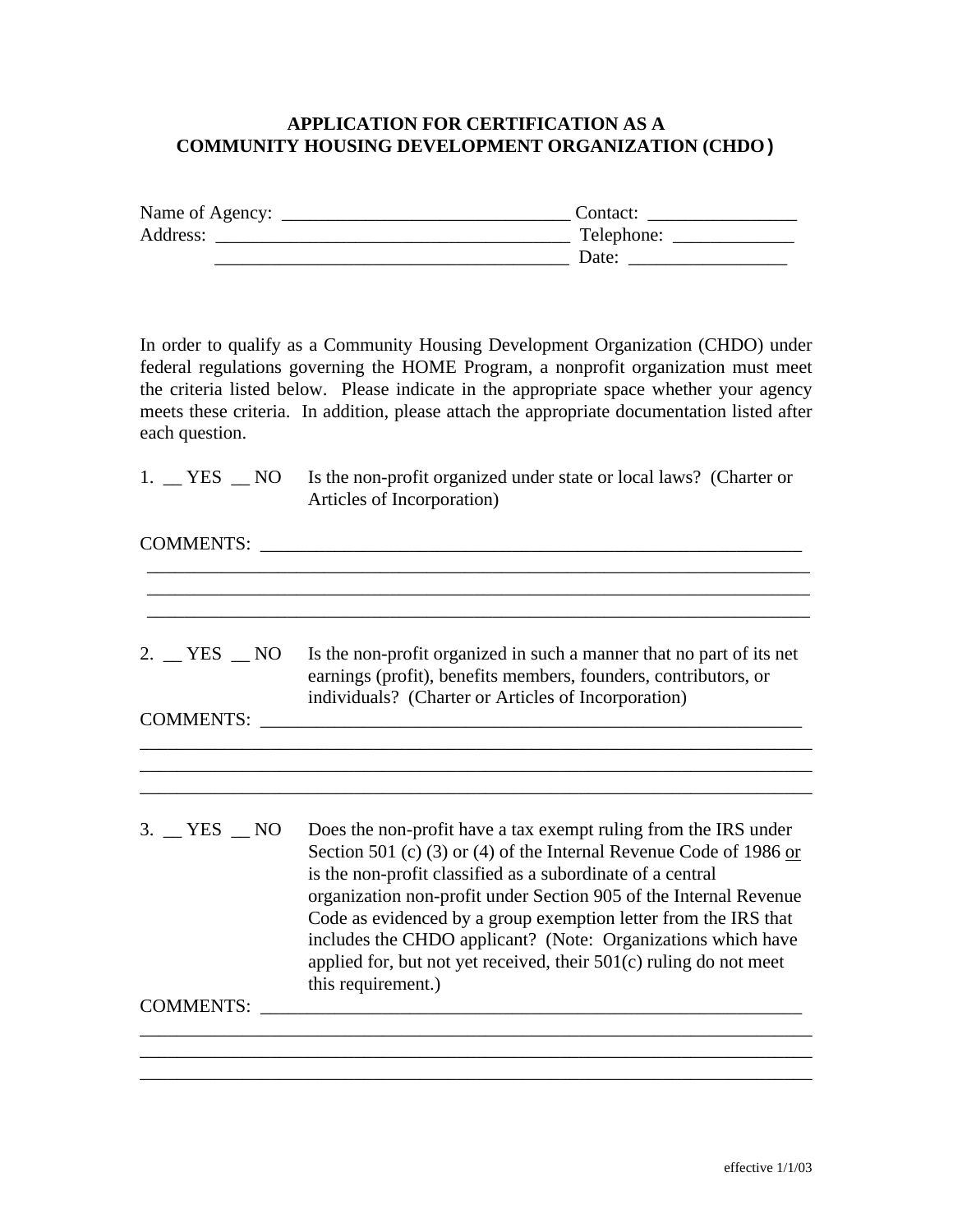# APPLICATION FOR CERTIFICATION AS A COMMUNITY HOUSING DEVELOPMENT ORGANIZATION (CHDO)

Name of Agency: ______________________________ Contact: _______________

Address: _____________________________________ Telephone: ____________

_____________________________________ Date: ________________

In order to qualify as a Community Housing Development Organization (CHDO) under federal regulations governing the HOME Program, a nonprofit organization must meet the criteria listed below. Please indicate in the appropriate space whether your agency meets these criteria. In addition, please attach the appropriate documentation listed after each question.

1. __ YES __ NO Is the non-profit organized under state or local laws? (Charter or Articles of Incorporation)

COMMENTS: ____________________________________________________________

______________________________________________________________________

______________________________________________________________________

______________________________________________________________________

2. __ YES __ NO Is the non-profit organized in such a manner that no part of its net earnings (profit), benefits members, founders, contributors, or individuals? (Charter or Articles of Incorporation)

COMMENTS: ____________________________________________________________

______________________________________________________________________

______________________________________________________________________

______________________________________________________________________

3. __ YES __ NO Does the non-profit have a tax exempt ruling from the IRS under Section 501 (c) (3) or (4) of the Internal Revenue Code of 1986 <u>or</u> is the non-profit classified as a subordinate of a central organization non-profit under Section 905 of the Internal Revenue Code as evidenced by a group exemption letter from the IRS that includes the CHDO applicant? (Note: Organizations which have applied for, but not yet received, their 501(c) ruling do not meet this requirement.)

COMMENTS: ____________________________________________________________

______________________________________________________________________

______________________________________________________________________

______________________________________________________________________

effective 1/1/03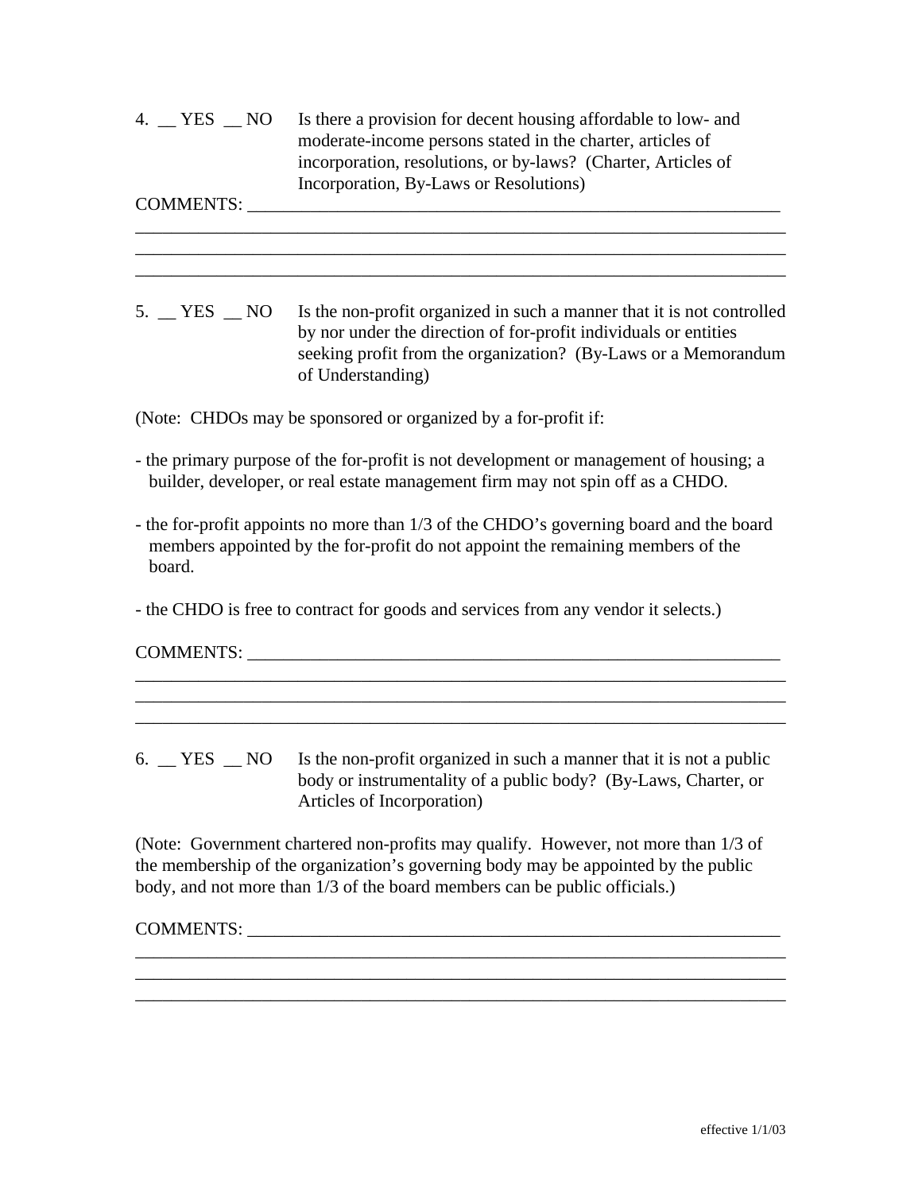4. __ YES __ NO Is there a provision for decent housing affordable to low- and moderate-income persons stated in the charter, articles of incorporation, resolutions, or by-laws? (Charter, Articles of Incorporation, By-Laws or Resolutions)

COMMENTS: ______________________________________________________________
___________________________________________________________________________
___________________________________________________________________________
___________________________________________________________________________

5. __ YES __ NO Is the non-profit organized in such a manner that it is not controlled by nor under the direction of for-profit individuals or entities seeking profit from the organization? (By-Laws or a Memorandum of Understanding)

(Note: CHDOs may be sponsored or organized by a for-profit if:

- the primary purpose of the for-profit is not development or management of housing; a builder, developer, or real estate management firm may not spin off as a CHDO.

- the for-profit appoints no more than 1/3 of the CHDO's governing board and the board members appointed by the for-profit do not appoint the remaining members of the board.

- the CHDO is free to contract for goods and services from any vendor it selects.)

COMMENTS: ______________________________________________________________
___________________________________________________________________________
___________________________________________________________________________
___________________________________________________________________________

6. __ YES __ NO Is the non-profit organized in such a manner that it is not a public body or instrumentality of a public body? (By-Laws, Charter, or Articles of Incorporation)

(Note: Government chartered non-profits may qualify. However, not more than 1/3 of the membership of the organization's governing body may be appointed by the public body, and not more than 1/3 of the board members can be public officials.)

COMMENTS: ______________________________________________________________
___________________________________________________________________________
___________________________________________________________________________
___________________________________________________________________________

effective 1/1/03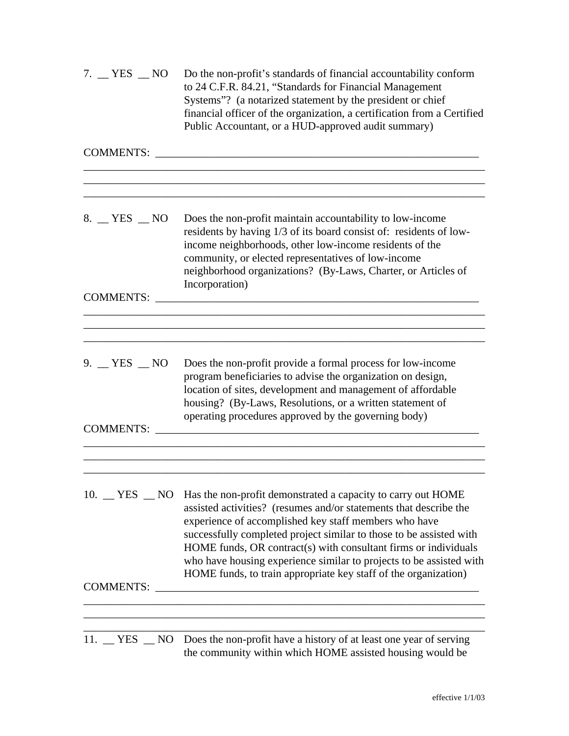7. __ YES __ NO Do the non-profit's standards of financial accountability conform to 24 C.F.R. 84.21, "Standards for Financial Management Systems"? (a notarized statement by the president or chief financial officer of the organization, a certification from a Certified Public Accountant, or a HUD-approved audit summary)

COMMENTS: ____________________________________________________________
______________________________________________________________________
______________________________________________________________________
______________________________________________________________________

8. __ YES __ NO Does the non-profit maintain accountability to low-income residents by having 1/3 of its board consist of: residents of low-income neighborhoods, other low-income residents of the community, or elected representatives of low-income neighborhood organizations? (By-Laws, Charter, or Articles of Incorporation)

COMMENTS: ____________________________________________________________
______________________________________________________________________
______________________________________________________________________
______________________________________________________________________

9. __ YES __ NO Does the non-profit provide a formal process for low-income program beneficiaries to advise the organization on design, location of sites, development and management of affordable housing? (By-Laws, Resolutions, or a written statement of operating procedures approved by the governing body)

COMMENTS: ____________________________________________________________
______________________________________________________________________
______________________________________________________________________
______________________________________________________________________

10. __ YES __ NO Has the non-profit demonstrated a capacity to carry out HOME assisted activities? (resumes and/or statements that describe the experience of accomplished key staff members who have successfully completed project similar to those to be assisted with HOME funds, OR contract(s) with consultant firms or individuals who have housing experience similar to projects to be assisted with HOME funds, to train appropriate key staff of the organization)

COMMENTS: ____________________________________________________________
______________________________________________________________________
______________________________________________________________________
______________________________________________________________________

11. __ YES __ NO Does the non-profit have a history of at least one year of serving the community within which HOME assisted housing would be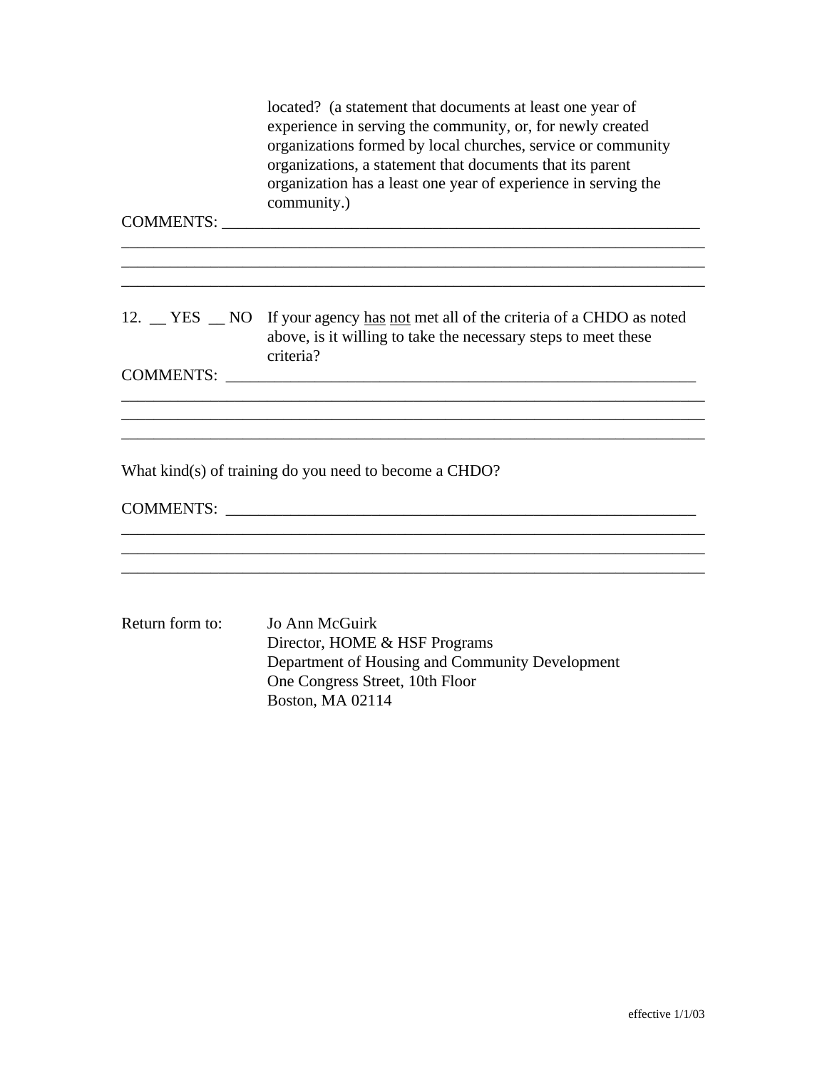located? (a statement that documents at least one year of experience in serving the community, or, for newly created organizations formed by local churches, service or community organizations, a statement that documents that its parent organization has a least one year of experience in serving the community.)

COMMENTS: ______________________________________________________________

___________________________________________________________________________

___________________________________________________________________________

___________________________________________________________________________

12. __ YES __ NO If your agency <u>has</u> <u>not</u> met all of the criteria of a CHDO as noted above, is it willing to take the necessary steps to meet these criteria?

COMMENTS: ______________________________________________________________

___________________________________________________________________________

___________________________________________________________________________

___________________________________________________________________________

What kind(s) of training do you need to become a CHDO?

COMMENTS: ______________________________________________________________

___________________________________________________________________________

___________________________________________________________________________

___________________________________________________________________________

Return form to:

Jo Ann McGuirk
Director, HOME & HSF Programs
Department of Housing and Community Development
One Congress Street, 10th Floor
Boston, MA 02114

effective 1/1/03